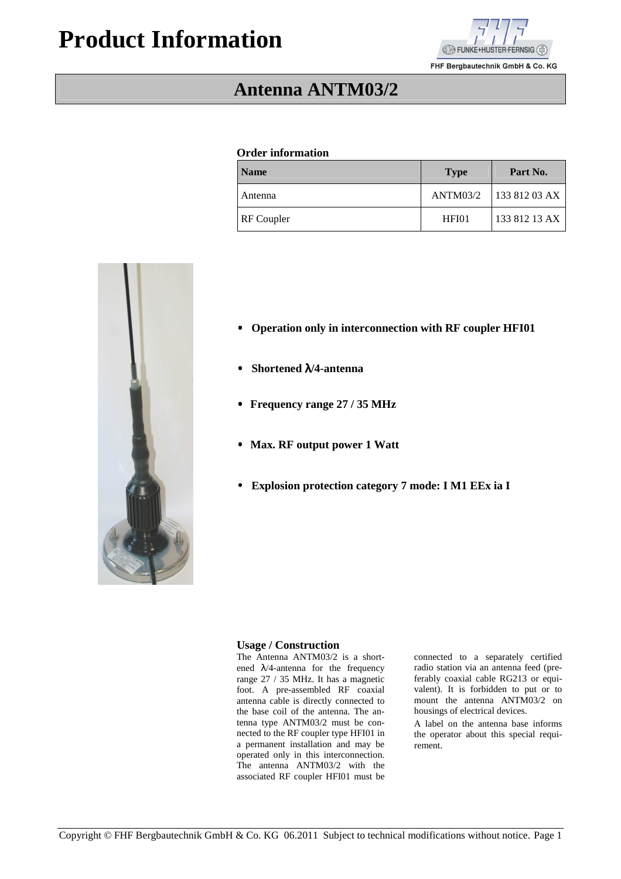# Product Information

FHF Bergbautechnik GmbH & Co. KG

## Antenna ANTM03/2

### Order information

| Name | Type | Part No. |
|---|---|---|
| Antenna | ANTM03/2 | 133 812 03 AX |
| RF Coupler | HFI01 | 133 812 13 AX |

- **Operation only in interconnection with RF coupler HFI01**
- **Shortened λ/4-antenna**
- **Frequency range 27 / 35 MHz**
- **Max. RF output power 1 Watt**
- **Explosion protection category 7 mode: I M1 EEx ia I**

### Usage / Construction

The Antenna ANTM03/2 is a shortened λ/4-antenna for the frequency range 27 / 35 MHz. It has a magnetic foot. A pre-assembled RF coaxial antenna cable is directly connected to the base coil of the antenna. The antenna type ANTM03/2 must be connected to the RF coupler type HFI01 in a permanent installation and may be operated only in this interconnection. The antenna ANTM03/2 with the associated RF coupler HFI01 must be connected to a separately certified radio station via an antenna feed (preferably coaxial cable RG213 or equivalent). It is forbidden to put or to mount the antenna ANTM03/2 on housings of electrical devices.

A label on the antenna base informs the operator about this special requirement.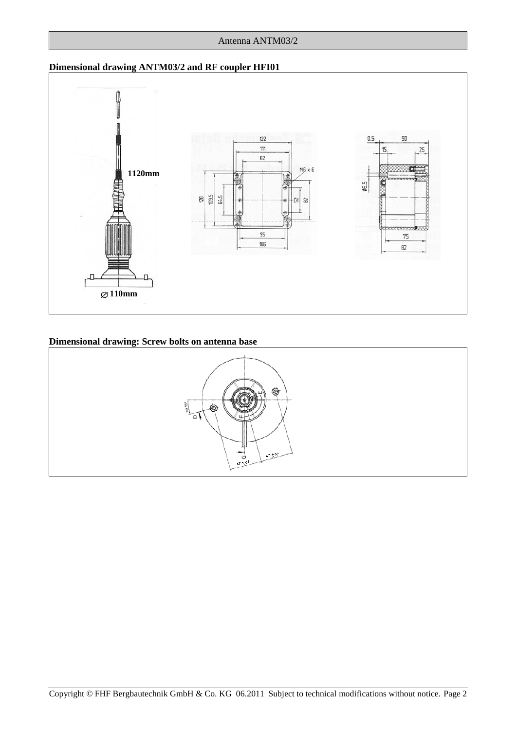## Dimensional drawing ANTM03/2 and RF coupler HFI01

1120mm

∅ 110mm

## Dimensional drawing: Screw bolts on antenna base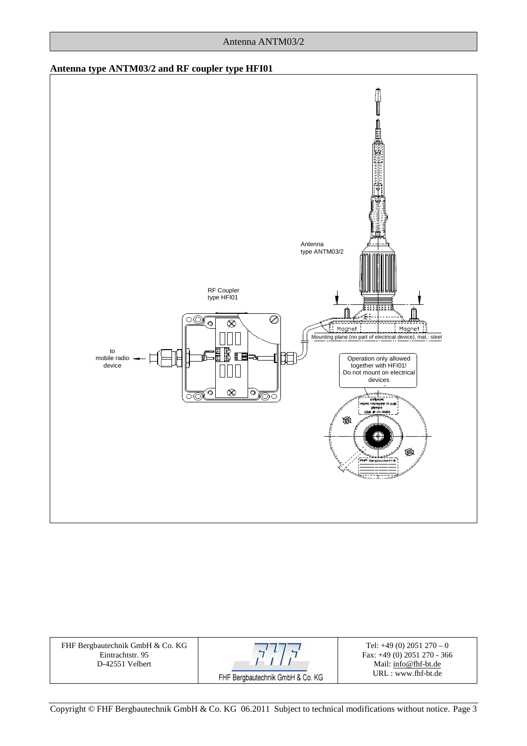## Antenna type ANTM03/2 and RF coupler type HFI01

Antenna
type ANTM03/2

RF Coupler
type HFI01

to
mobile radio
device

Magnet

Magnet

Mounting plane (no part of electrical device), mat.: steel

Operation only allowed
together with HFI01!
Do not mount on electrical
devices

| | | |
|---|---|---|
| FHF Bergbautechnik GmbH & Co. KG<br>Eintrachtstr. 95<br>D-42551 Velbert | FHF Bergbautechnik GmbH & Co. KG | Tel: +49 (0) 2051 270 – 0<br>Fax: +49 (0) 2051 270 - 366<br>Mail: info@fhf-bt.de<br>URL : www.fhf-bt.de |

Copyright © FHF Bergbautechnik GmbH & Co. KG 06.2011 Subject to technical modifications without notice.